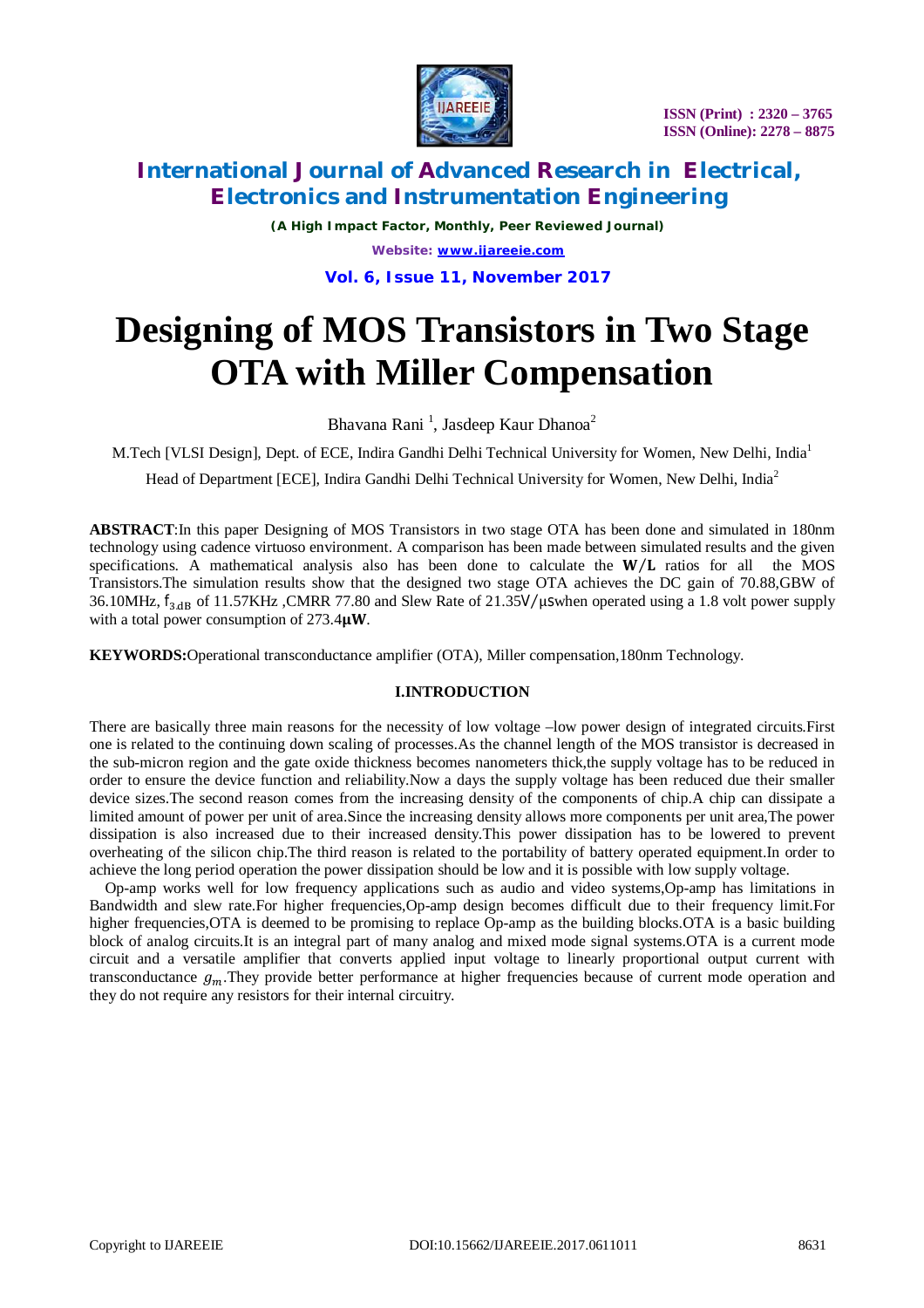# Designing of MOS Transistors in Two Stage OTA with Miller Compensation

Bhavana Rani [1], Jasdeep Kaur Dhanoa[2]

M.Tech [VLSI Design], Dept. of ECE, Indira Gandhi Delhi Technical University for Women, New Delhi, India[1]

Head of Department [ECE], Indira Gandhi Delhi Technical University for Women, New Delhi, India[2]

**ABSTRACT**:In this paper Designing of MOS Transistors in two stage OTA has been done and simulated in 180nm technology using cadence virtuoso environment. A comparison has been made between simulated results and the given specifications. A mathematical analysis also has been done to calculate the $\mathbf{W/L}$ ratios for all the MOS Transistors.The simulation results show that the designed two stage OTA achieves the DC gain of 70.88,GBW of 36.10MHz, $f_{3dB}$ of 11.57KHz ,CMRR 77.80 and Slew Rate of 21.35V/μswhen operated using a 1.8 volt power supply with a total power consumption of 273.4$\mathbf{\mu W}$.

**KEYWORDS:**Operational transconductance amplifier (OTA), Miller compensation,180nm Technology.

## I.INTRODUCTION

There are basically three main reasons for the necessity of low voltage –low power design of integrated circuits.First one is related to the continuing down scaling of processes.As the channel length of the MOS transistor is decreased in the sub-micron region and the gate oxide thickness becomes nanometers thick,the supply voltage has to be reduced in order to ensure the device function and reliability.Now a days the supply voltage has been reduced due their smaller device sizes.The second reason comes from the increasing density of the components of chip.A chip can dissipate a limited amount of power per unit of area.Since the increasing density allows more components per unit area,The power dissipation is also increased due to their increased density.This power dissipation has to be lowered to prevent overheating of the silicon chip.The third reason is related to the portability of battery operated equipment.In order to achieve the long period operation the power dissipation should be low and it is possible with low supply voltage.

Op-amp works well for low frequency applications such as audio and video systems,Op-amp has limitations in Bandwidth and slew rate.For higher frequencies,Op-amp design becomes difficult due to their frequency limit.For higher frequencies,OTA is deemed to be promising to replace Op-amp as the building blocks.OTA is a basic building block of analog circuits.It is an integral part of many analog and mixed mode signal systems.OTA is a current mode circuit and a versatile amplifier that converts applied input voltage to linearly proportional output current with transconductance $g_m$.They provide better performance at higher frequencies because of current mode operation and they do not require any resistors for their internal circuitry.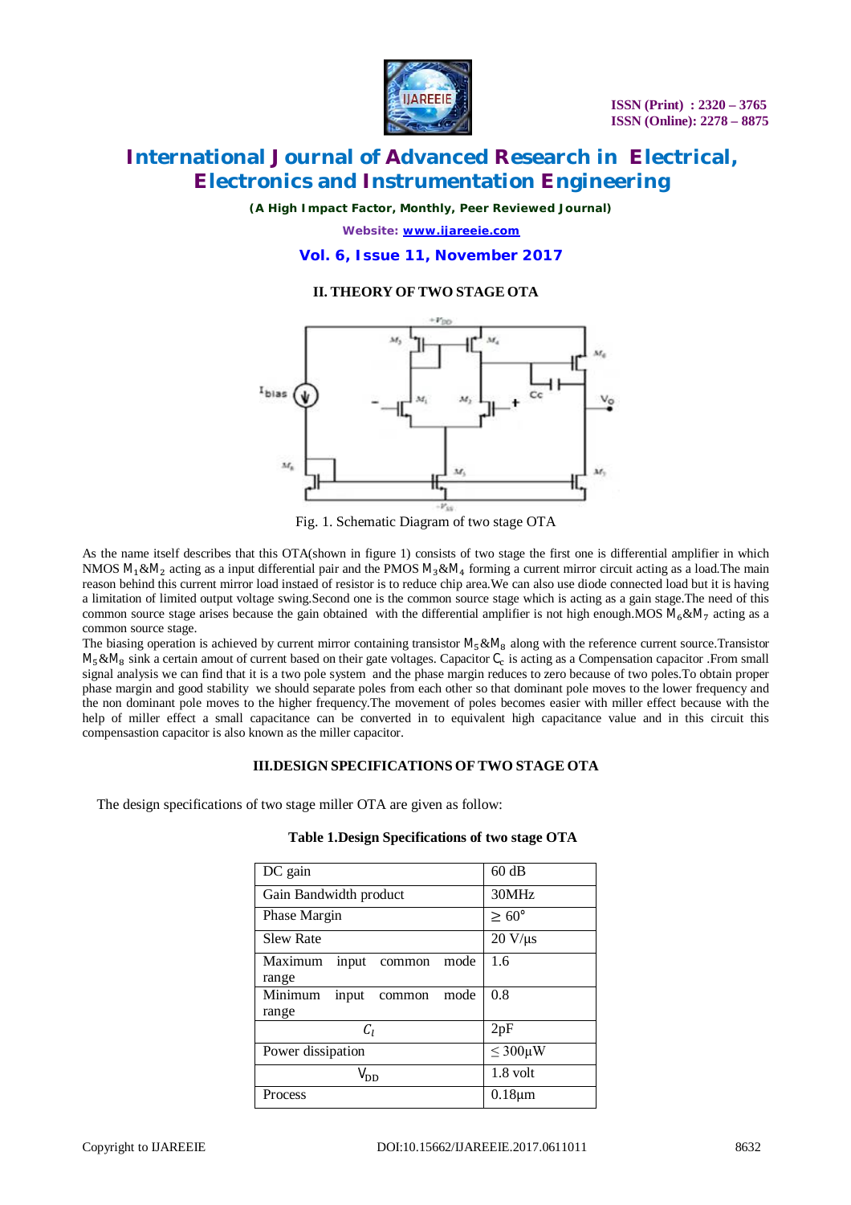## II. THEORY OF TWO STAGE OTA

Fig. 1. Schematic Diagram of two stage OTA

As the name itself describes that this OTA(shown in figure 1) consists of two stage the first one is differential amplifier in which NMOS $M_1$&$M_2$ acting as a input differential pair and the PMOS $M_3$&$M_4$ forming a current mirror circuit acting as a load.The main reason behind this current mirror load instaed of resistor is to reduce chip area.We can also use diode connected load but it is having a limitation of limited output voltage swing.Second one is the common source stage which is acting as a gain stage.The need of this common source stage arises because the gain obtained with the differential amplifier is not high enough.MOS $M_6$&$M_7$ acting as a common source stage.

The biasing operation is achieved by current mirror containing transistor $M_5$&$M_8$ along with the reference current source.Transistor $M_5$&$M_8$ sink a certain amout of current based on their gate voltages. Capacitor $C_c$ is acting as a Compensation capacitor .From small signal analysis we can find that it is a two pole system and the phase margin reduces to zero because of two poles.To obtain proper phase margin and good stability we should separate poles from each other so that dominant pole moves to the lower frequency and the non dominant pole moves to the higher frequency.The movement of poles becomes easier with miller effect because with the help of miller effect a small capacitance can be converted in to equivalent high capacitance value and in this circuit this compensastion capacitor is also known as the miller capacitor.

## III.DESIGN SPECIFICATIONS OF TWO STAGE OTA

The design specifications of two stage miller OTA are given as follow:

**Table 1.Design Specifications of two stage OTA**

| | |
|---|---|
| DC gain | 60 dB |
| Gain Bandwidth product | 30MHz |
| Phase Margin | ≥ 60° |
| Slew Rate | 20 V/μs |
| Maximum input common mode range | 1.6 |
| Minimum input common mode range | 0.8 |
| $C_l$ | 2pF |
| Power dissipation | ≤ 300μW |
| $V_{DD}$ | 1.8 volt |
| Process | 0.18μm |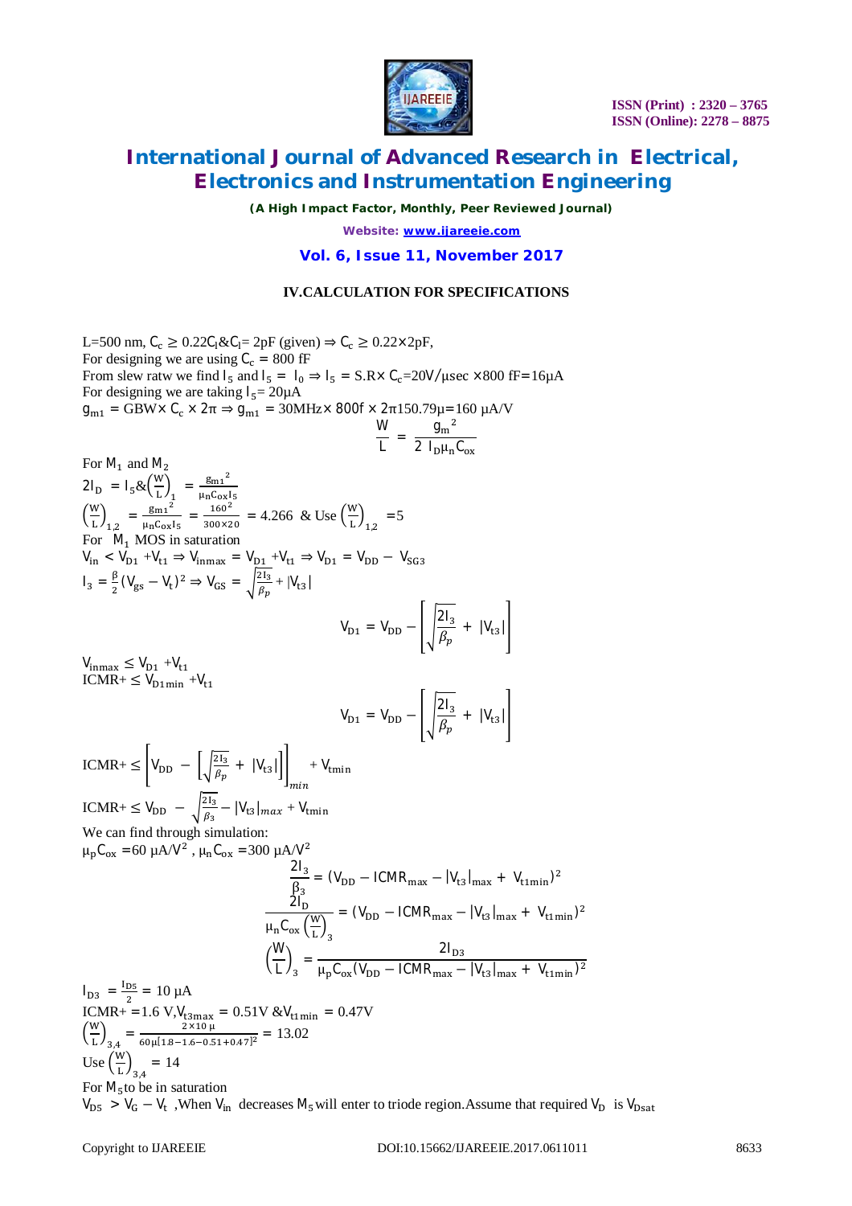## IV.CALCULATION FOR SPECIFICATIONS

L=500 nm, $C_c \geq 0.22C_l$&$C_l$= 2pF (given) $\Rightarrow C_c \geq 0.22\times 2$pF,
For designing we are using $C_c$ = 800 fF
From slew ratw we find $I_5$ and $I_5 = I_0 \Rightarrow I_5$ = S.R× $C_c$=20V/μsec ×800 fF=16μA
For designing we are taking $I_5$= 20μA
$g_{m1} = GBW\times C_c \times 2\pi \Rightarrow g_{m1} = 30MHz\times 800f \times 2\pi 150.79\mu$=160 μA/V

$$\frac{W}{L} = \frac{g_m{}^2}{2\ I_D \mu_n C_{ox}}$$

For $M_1$ and $M_2$

$$2I_D = I_5 \& \left(\frac{W}{L}\right)_1 = \frac{g_{m1}{}^2}{\mu_n C_{ox} I_5}$$

$$\left(\frac{W}{L}\right)_{1,2} = \frac{g_{m1}{}^2}{\mu_n C_{ox} I_5} = \frac{160^2}{300\times 20} = 4.266 \text{ \& Use } \left(\frac{W}{L}\right)_{1,2} = 5$$

For $M_1$ MOS in saturation

$V_{in} < V_{D1} + V_{t1} \Rightarrow V_{inmax} = V_{D1} + V_{t1} \Rightarrow V_{D1} = V_{DD} - V_{SG3}$

$$I_3 = \frac{\beta}{2}(V_{gs} - V_t)^2 \Rightarrow V_{GS} = \sqrt{\frac{2I_3}{\beta_p}} + |V_{t3}|$$

$$V_{D1} = V_{DD} - \left[\sqrt{\frac{2I_3}{\beta_p}} + |V_{t3}|\right]$$

$V_{inmax} \leq V_{D1} + V_{t1}$
ICMR+ $\leq V_{D1min} + V_{t1}$

$$V_{D1} = V_{DD} - \left[\sqrt{\frac{2I_3}{\beta_p}} + |V_{t3}|\right]$$

$$\text{ICMR+} \leq \left[V_{DD} - \left[\sqrt{\frac{2I_3}{\beta_p}} + |V_{t3}|\right]\right]_{min} + V_{tmin}$$

$$\text{ICMR+} \leq V_{DD} - \sqrt{\frac{2I_3}{\beta_3}} - |V_{t3}|_{max} + V_{tmin}$$

We can find through simulation:
$\mu_p C_{ox}$ =60 μA/V², $\mu_n C_{ox}$ =300 μA/V²

$$\frac{2I_3}{\beta_3} = (V_{DD} - ICMR_{max} - |V_{t3}|_{max} + V_{t1min})^2$$

$$\frac{2I_D}{\mu_n C_{ox}\left(\frac{W}{L}\right)_3} = (V_{DD} - ICMR_{max} - |V_{t3}|_{max} + V_{t1min})^2$$

$$\left(\frac{W}{L}\right)_3 = \frac{2I_{D3}}{\mu_p C_{ox}(V_{DD} - ICMR_{max} - |V_{t3}|_{max} + V_{t1min})^2}$$

$$I_{D3} = \frac{I_{D5}}{2} = 10\ \mu A$$

ICMR+ =1.6 V,$V_{t3max}$ = 0.51V &$V_{t1min}$ = 0.47V

$$\left(\frac{W}{L}\right)_{3,4} = \frac{2\times 10\ \mu}{60\mu[1.8 - 1.6 - 0.51 + 0.47]^2} = 13.02$$

Use $\left(\frac{W}{L}\right)_{3,4}$ = 14

For $M_5$ to be in saturation
$V_{D5} > V_G - V_t$ ,When $V_{in}$ decreases $M_5$ will enter to triode region.Assume that required $V_D$ is $V_{Dsat}$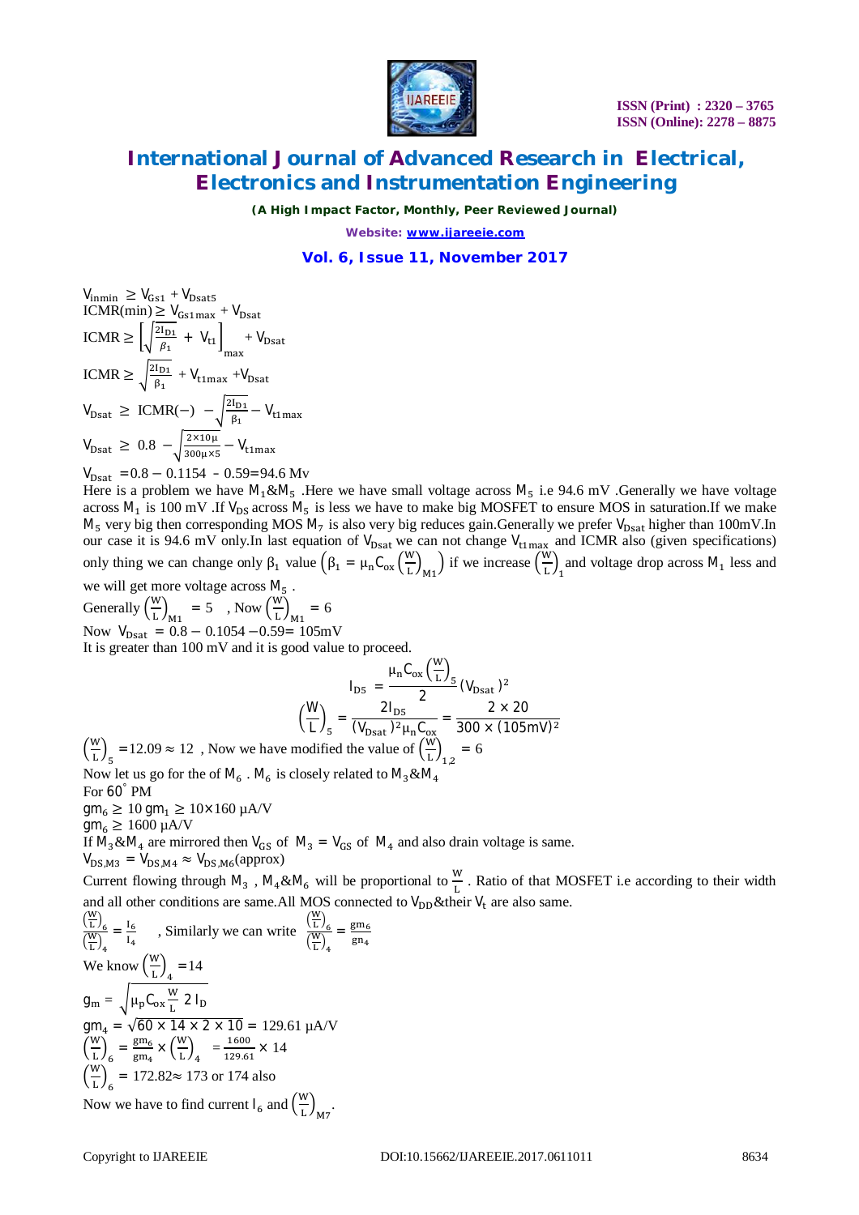$V_{inmin} \geq V_{Gs1} + V_{Dsat5}$

$ICMR(min) \geq V_{Gs1\,max} + V_{Dsat}$

$$ICMR \geq \left[\sqrt{\frac{2I_{D1}}{\beta_1}} + V_{t1}\right]_{max} + V_{Dsat}$$

$$ICMR \geq \sqrt{\frac{2I_{D1}}{\beta_1}} + V_{t1max} + V_{Dsat}$$

$$V_{Dsat} \geq ICMR(-) - \sqrt{\frac{2I_{D1}}{\beta_1}} - V_{t1\,max}$$

$$V_{Dsat} \geq 0.8 - \sqrt{\frac{2 \times 10\mu}{300\mu \times 5}} - V_{t1max}$$

$V_{Dsat} = 0.8 - 0.1154 - 0.59 = 94.6$ Mv

Here is a problem we have $M_1$&$M_5$ .Here we have small voltage across $M_5$ i.e 94.6 mV .Generally we have voltage across $M_1$ is 100 mV .If $V_{DS}$ across $M_5$ is less we have to make big MOSFET to ensure MOS in saturation.If we make $M_5$ very big then corresponding MOS $M_7$ is also very big reduces gain.Generally we prefer $V_{Dsat}$ higher than 100mV.In our case it is 94.6 mV only.In last equation of $V_{Dsat}$ we can not change $V_{t1max}$ and ICMR also (given specifications) only thing we can change only $\beta_1$ value $\left(\beta_1 = \mu_n C_{ox}\left(\frac{W}{L}\right)_{M1}\right)$ if we increase $\left(\frac{W}{L}\right)_1$ and voltage drop across $M_1$ less and we will get more voltage across $M_5$ .

Generally $\left(\frac{W}{L}\right)_{M1} = 5$ , Now $\left(\frac{W}{L}\right)_{M1} = 6$

Now $V_{Dsat} = 0.8 - 0.1054 - 0.59 = 105$mV

It is greater than 100 mV and it is good value to proceed.

$$I_{D5} = \frac{\mu_n C_{ox}\left(\frac{W}{L}\right)_5}{2}(V_{Dsat})^2$$

$$\left(\frac{W}{L}\right)_5 = \frac{2I_{D5}}{(V_{Dsat})^2 \mu_n C_{ox}} = \frac{2 \times 20}{300 \times (105\text{mV})^2}$$

$\left(\frac{W}{L}\right)_5 = 12.09 \approx 12$ , Now we have modified the value of $\left(\frac{W}{L}\right)_{1,2} = 6$

Now let us go for the of $M_6$ . $M_6$ is closely related to $M_3$&$M_4$

For 60° PM

$gm_6 \geq 10\, gm_1 \geq 10 \times 160$ μA/V

$gm_6 \geq 1600$ μA/V

If $M_3$&$M_4$ are mirrored then $V_{GS}$ of $M_3 = V_{GS}$ of $M_4$ and also drain voltage is same.

$V_{DS,M3} = V_{DS,M4} \approx V_{DS,M6}$(approx)

Current flowing through $M_3$ , $M_4$&$M_6$ will be proportional to $\frac{W}{L}$ . Ratio of that MOSFET i.e according to their width and all other conditions are same.All MOS connected to $V_{DD}$&their $V_t$ are also same.

$\frac{\left(\frac{W}{L}\right)_6}{\left(\frac{W}{L}\right)_4} = \frac{I_6}{I_4}$ , Similarly we can write $\frac{\left(\frac{W}{L}\right)_6}{\left(\frac{W}{L}\right)_4} = \frac{gm_6}{gn_4}$

We know $\left(\frac{W}{L}\right)_4 = 14$

$$g_m = \sqrt{\mu_p C_{ox} \frac{W}{L}\, 2\, I_D}$$

$gm_4 = \sqrt{60 \times 14 \times 2 \times 10} = 129.61$ μA/V

$\left(\frac{W}{L}\right)_6 = \frac{gm_6}{gm_4} \times \left(\frac{W}{L}\right)_4 = \frac{1600}{129.61} \times 14$

$\left(\frac{W}{L}\right)_6 = 172.82 \approx 173$ or 174 also

Now we have to find current $I_6$ and $\left(\frac{W}{L}\right)_{M7}$.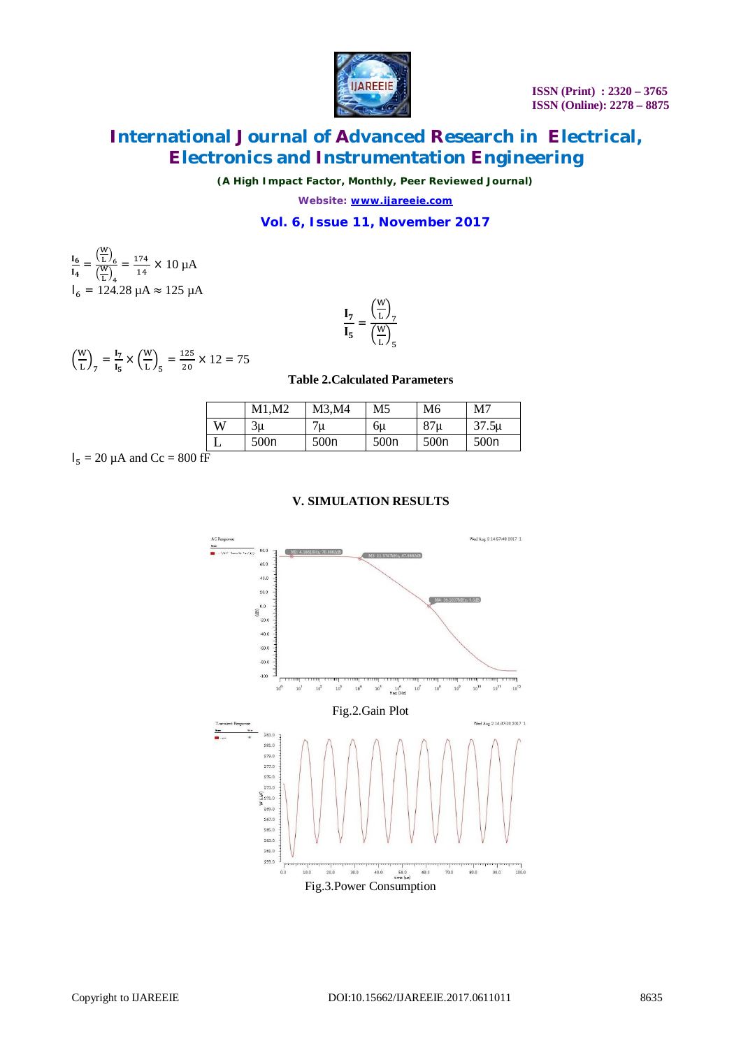$$\frac{I_6}{I_4} = \frac{\left(\frac{W}{L}\right)_6}{\left(\frac{W}{L}\right)_4} = \frac{174}{14} \times 10\ \mu A$$

$I_6 = 124.28\ \mu A \approx 125\ \mu A$

$$\frac{I_7}{I_5} = \frac{\left(\frac{W}{L}\right)_7}{\left(\frac{W}{L}\right)_5}$$

$$\left(\frac{W}{L}\right)_7 = \frac{I_7}{I_5} \times \left(\frac{W}{L}\right)_5 = \frac{125}{20} \times 12 = 75$$

$I_5 = 20\ \mu A$ and Cc = 800 fF

**Table 2.Calculated Parameters**

| | M1,M2 | M3,M4 | M5 | M6 | M7 |
|---|---|---|---|---|---|
| W | 3µ | 7µ | 6µ | 87µ | 37.5µ |
| L | 500n | 500n | 500n | 500n | 500n |

## V. SIMULATION RESULTS

Fig.2.Gain Plot

Fig.3.Power Consumption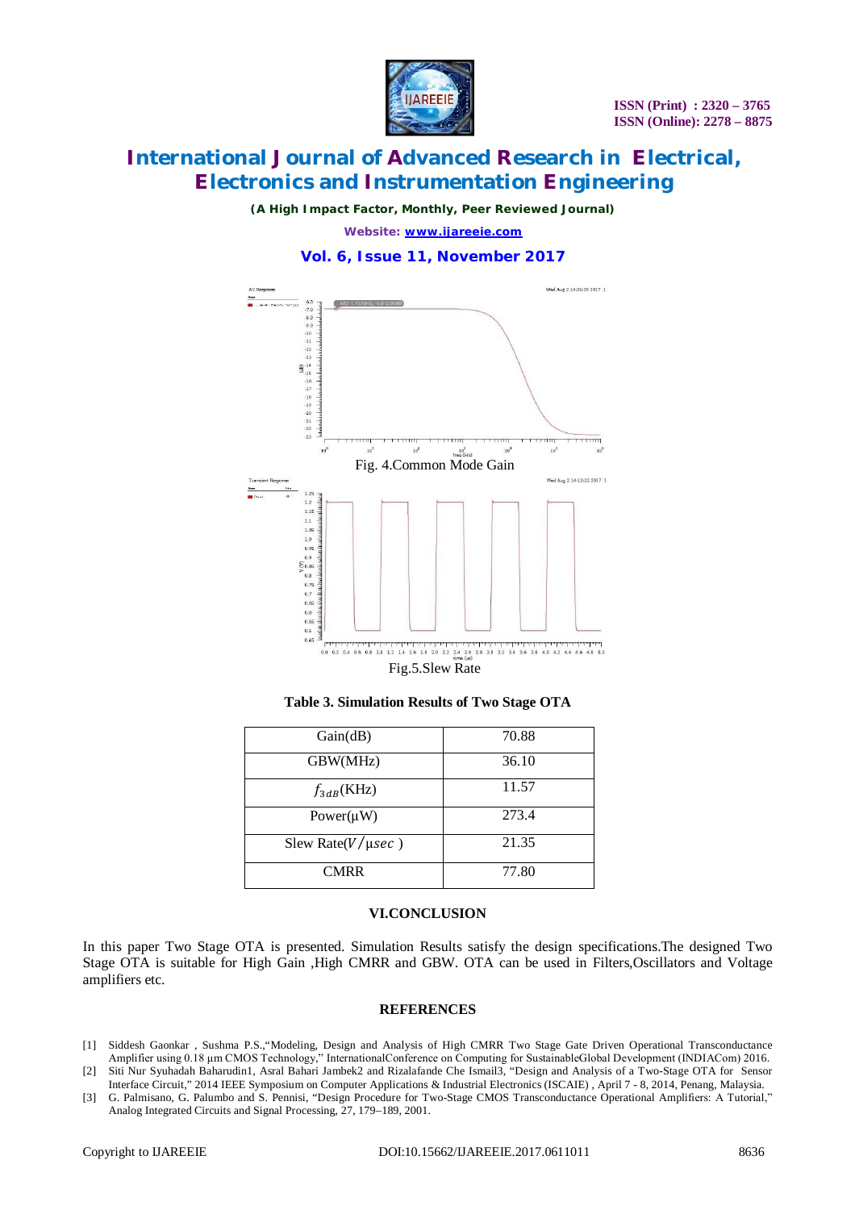Fig. 4.Common Mode Gain

Fig.5.Slew Rate

**Table 3. Simulation Results of Two Stage OTA**

| Gain(dB) | 70.88 |
|---|---|
| GBW(MHz) | 36.10 |
| $f_{3dB}$(KHz) | 11.57 |
| Power(µW) | 273.4 |
| Slew Rate($V/\mu sec$ ) | 21.35 |
| CMRR | 77.80 |

## VI.CONCLUSION

In this paper Two Stage OTA is presented. Simulation Results satisfy the design specifications.The designed Two Stage OTA is suitable for High Gain ,High CMRR and GBW. OTA can be used in Filters,Oscillators and Voltage amplifiers etc.

## REFERENCES

[1] Siddesh Gaonkar , Sushma P.S.,"Modeling, Design and Analysis of High CMRR Two Stage Gate Driven Operational Transconductance Amplifier using 0.18 µm CMOS Technology," InternationalConference on Computing for SustainableGlobal Development (INDIACom) 2016.

[2] Siti Nur Syuhadah Baharudin1, Asral Bahari Jambek2 and Rizalafande Che Ismail3, "Design and Analysis of a Two-Stage OTA for Sensor Interface Circuit," 2014 IEEE Symposium on Computer Applications & Industrial Electronics (ISCAIE) , April 7 - 8, 2014, Penang, Malaysia.

[3] G. Palmisano, G. Palumbo and S. Pennisi, "Design Procedure for Two-Stage CMOS Transconductance Operational Amplifiers: A Tutorial," Analog Integrated Circuits and Signal Processing, 27, 179–189, 2001.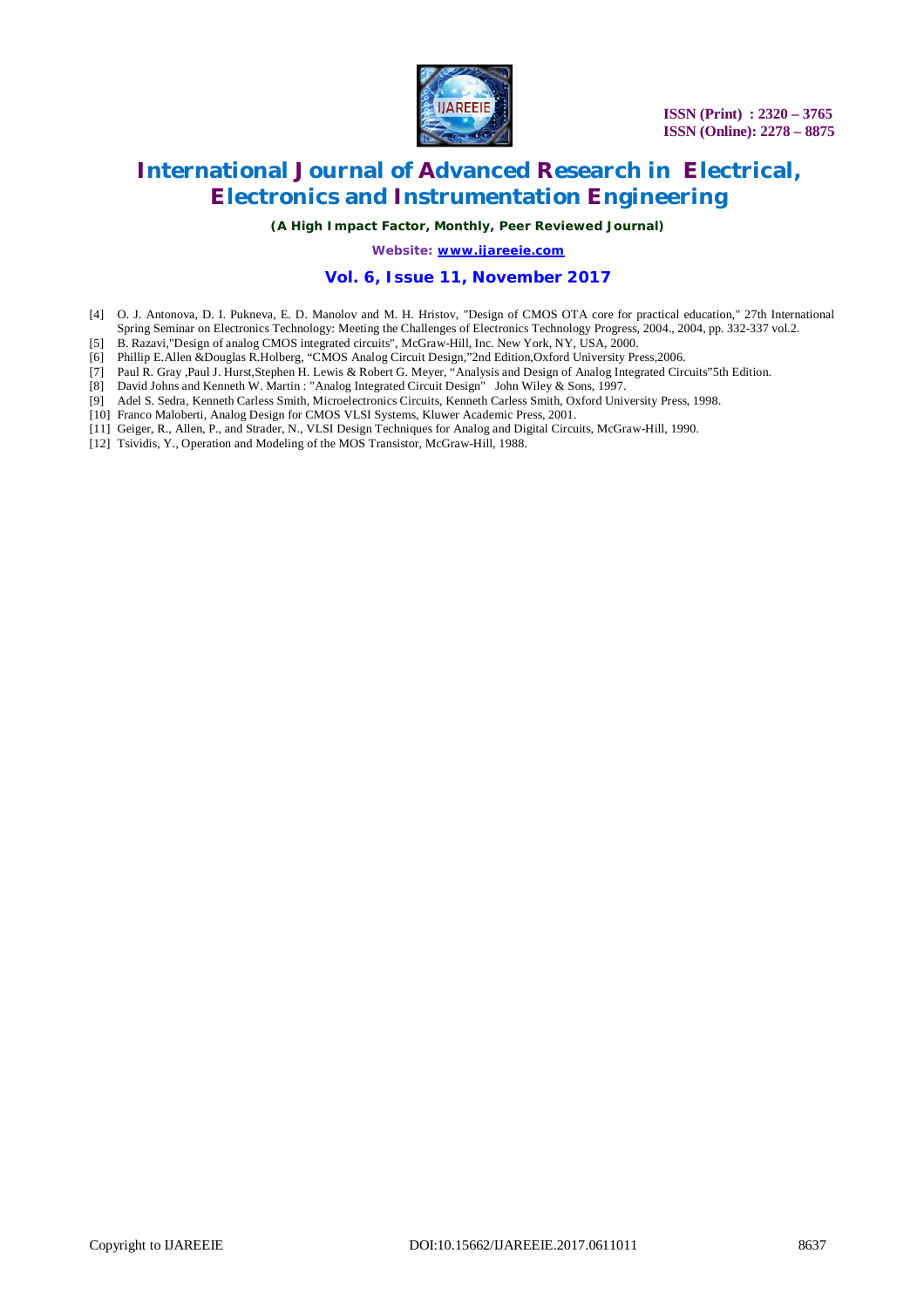[4] O. J. Antonova, D. I. Pukneva, E. D. Manolov and M. H. Hristov, "Design of CMOS OTA core for practical education," 27th International Spring Seminar on Electronics Technology: Meeting the Challenges of Electronics Technology Progress, 2004., 2004, pp. 332-337 vol.2.

[5] B. Razavi,"Design of analog CMOS integrated circuits", McGraw-Hill, Inc. New York, NY, USA, 2000.

[6] Phillip E.Allen &Douglas R.Holberg, "CMOS Analog Circuit Design,"2nd Edition,Oxford University Press,2006.

[7] Paul R. Gray ,Paul J. Hurst,Stephen H. Lewis & Robert G. Meyer, "Analysis and Design of Analog Integrated Circuits"5th Edition.

[8] David Johns and Kenneth W. Martin : "Analog Integrated Circuit Design" John Wiley & Sons, 1997.

[9] Adel S. Sedra, Kenneth Carless Smith, Microelectronics Circuits, Kenneth Carless Smith, Oxford University Press, 1998.

[10] Franco Maloberti, Analog Design for CMOS VLSI Systems, Kluwer Academic Press, 2001.

[11] Geiger, R., Allen, P., and Strader, N., VLSI Design Techniques for Analog and Digital Circuits, McGraw-Hill, 1990.

[12] Tsividis, Y., Operation and Modeling of the MOS Transistor, McGraw-Hill, 1988.